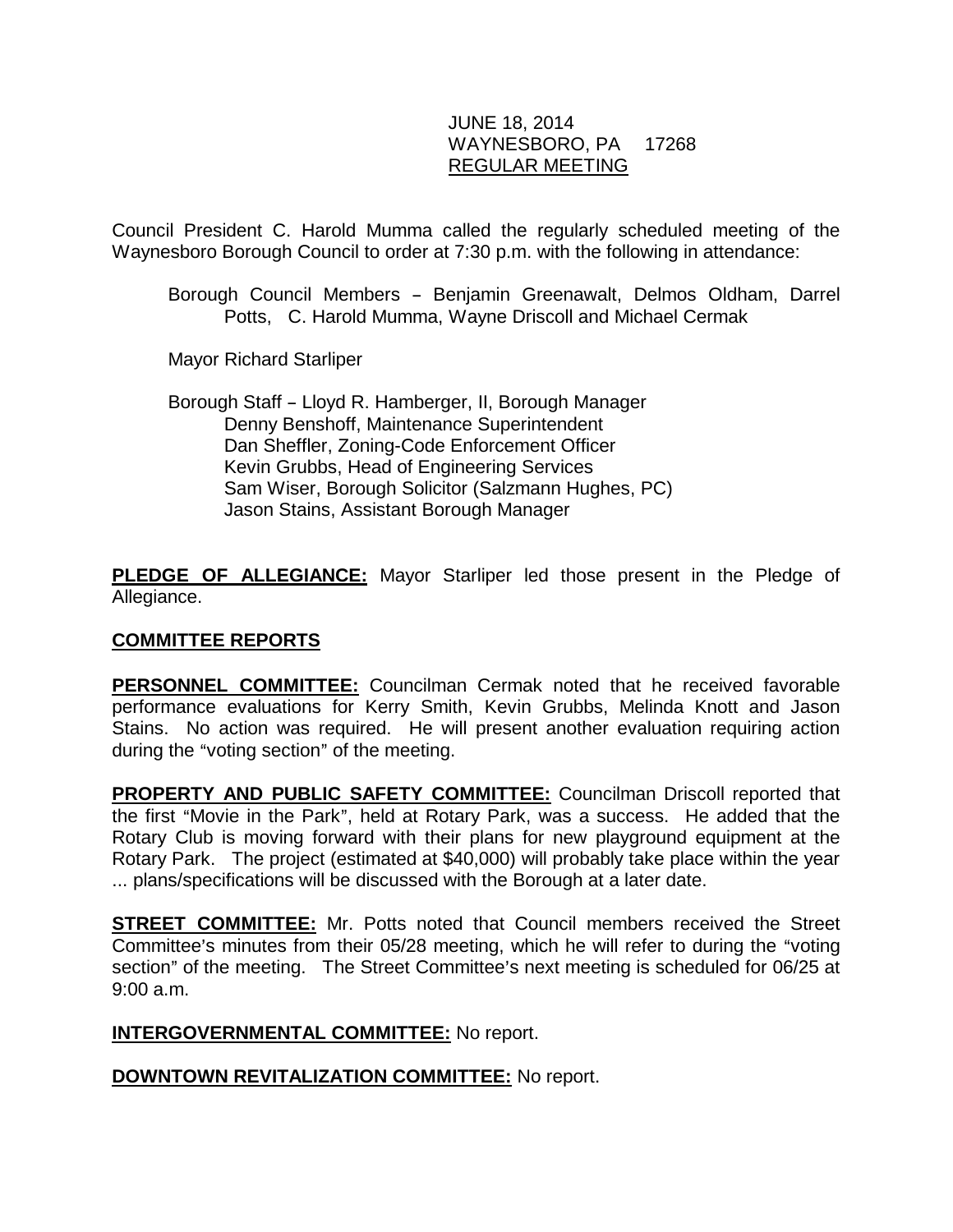JUNE 18, 2014
WAYNESBORO, PA 17268
REGULAR MEETING

Council President C. Harold Mumma called the regularly scheduled meeting of the Waynesboro Borough Council to order at 7:30 p.m. with the following in attendance:

Borough Council Members – Benjamin Greenawalt, Delmos Oldham, Darrel Potts, C. Harold Mumma, Wayne Driscoll and Michael Cermak

Mayor Richard Starliper

Borough Staff – Lloyd R. Hamberger, II, Borough Manager
Denny Benshoff, Maintenance Superintendent
Dan Sheffler, Zoning-Code Enforcement Officer
Kevin Grubbs, Head of Engineering Services
Sam Wiser, Borough Solicitor (Salzmann Hughes, PC)
Jason Stains, Assistant Borough Manager

**PLEDGE OF ALLEGIANCE:** Mayor Starliper led those present in the Pledge of Allegiance.

**COMMITTEE REPORTS**

**PERSONNEL COMMITTEE:** Councilman Cermak noted that he received favorable performance evaluations for Kerry Smith, Kevin Grubbs, Melinda Knott and Jason Stains. No action was required. He will present another evaluation requiring action during the "voting section" of the meeting.

**PROPERTY AND PUBLIC SAFETY COMMITTEE:** Councilman Driscoll reported that the first "Movie in the Park", held at Rotary Park, was a success. He added that the Rotary Club is moving forward with their plans for new playground equipment at the Rotary Park. The project (estimated at $40,000) will probably take place within the year ... plans/specifications will be discussed with the Borough at a later date.

**STREET COMMITTEE:** Mr. Potts noted that Council members received the Street Committee's minutes from their 05/28 meeting, which he will refer to during the "voting section" of the meeting. The Street Committee's next meeting is scheduled for 06/25 at 9:00 a.m.

**INTERGOVERNMENTAL COMMITTEE:** No report.

**DOWNTOWN REVITALIZATION COMMITTEE:** No report.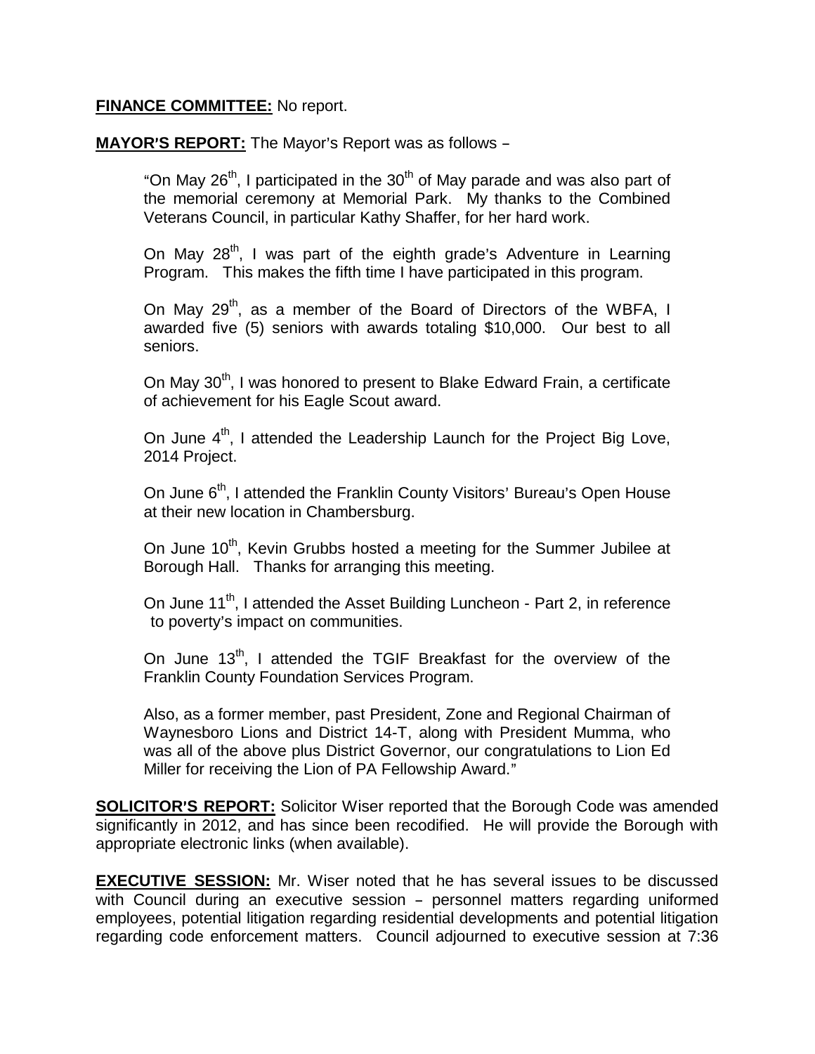**FINANCE COMMITTEE:** No report.

**MAYOR'S REPORT:** The Mayor's Report was as follows –

> "On May 26th, I participated in the 30th of May parade and was also part of the memorial ceremony at Memorial Park. My thanks to the Combined Veterans Council, in particular Kathy Shaffer, for her hard work.
>
> On May 28th, I was part of the eighth grade's Adventure in Learning Program. This makes the fifth time I have participated in this program.
>
> On May 29th, as a member of the Board of Directors of the WBFA, I awarded five (5) seniors with awards totaling $10,000. Our best to all seniors.
>
> On May 30th, I was honored to present to Blake Edward Frain, a certificate of achievement for his Eagle Scout award.
>
> On June 4th, I attended the Leadership Launch for the Project Big Love, 2014 Project.
>
> On June 6th, I attended the Franklin County Visitors' Bureau's Open House at their new location in Chambersburg.
>
> On June 10th, Kevin Grubbs hosted a meeting for the Summer Jubilee at Borough Hall. Thanks for arranging this meeting.
>
> On June 11th, I attended the Asset Building Luncheon - Part 2, in reference to poverty's impact on communities.
>
> On June 13th, I attended the TGIF Breakfast for the overview of the Franklin County Foundation Services Program.
>
> Also, as a former member, past President, Zone and Regional Chairman of Waynesboro Lions and District 14-T, along with President Mumma, who was all of the above plus District Governor, our congratulations to Lion Ed Miller for receiving the Lion of PA Fellowship Award."

**SOLICITOR'S REPORT:** Solicitor Wiser reported that the Borough Code was amended significantly in 2012, and has since been recodified. He will provide the Borough with appropriate electronic links (when available).

**EXECUTIVE SESSION:** Mr. Wiser noted that he has several issues to be discussed with Council during an executive session – personnel matters regarding uniformed employees, potential litigation regarding residential developments and potential litigation regarding code enforcement matters. Council adjourned to executive session at 7:36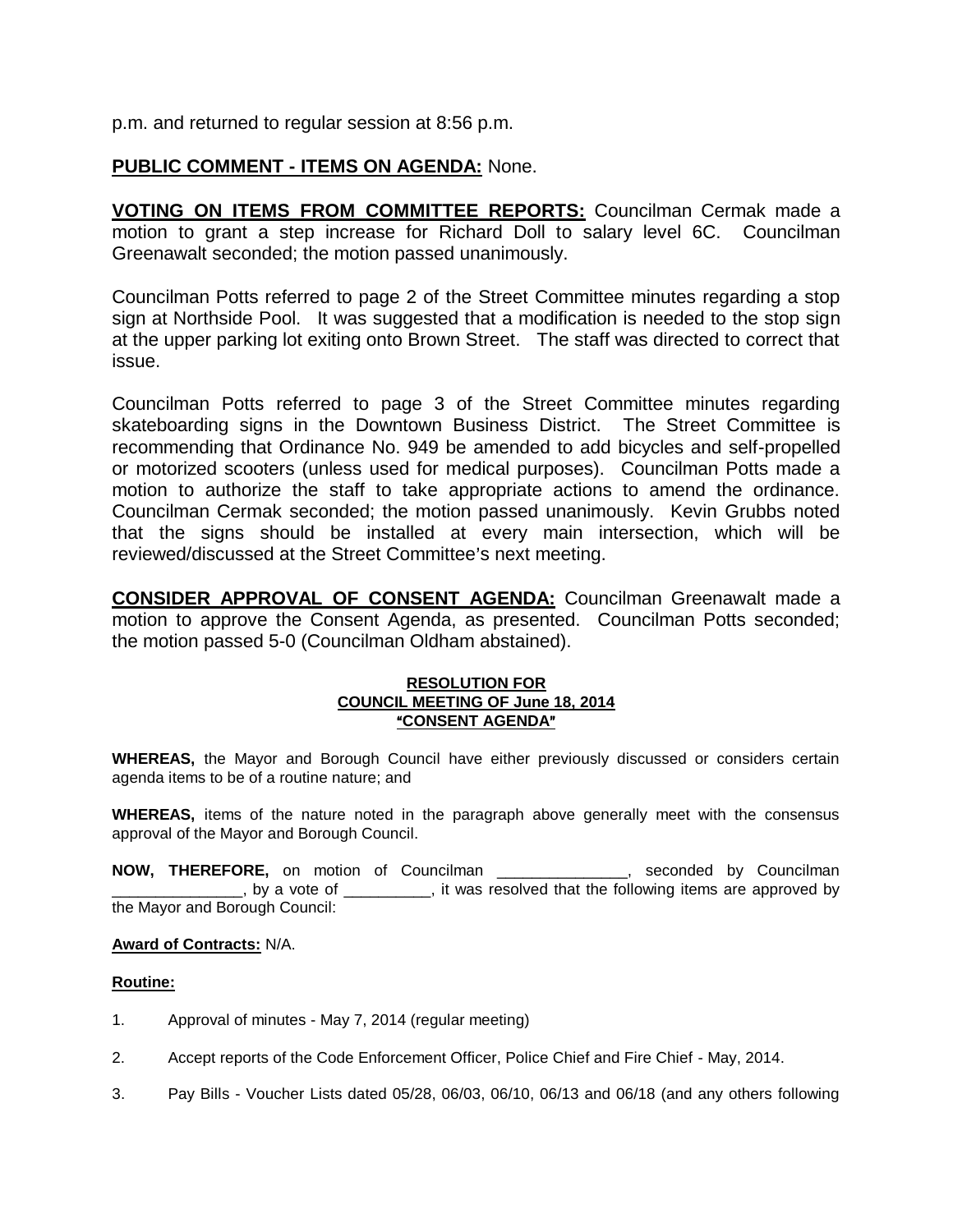p.m. and returned to regular session at 8:56 p.m.

**PUBLIC COMMENT - ITEMS ON AGENDA:** None.

**VOTING ON ITEMS FROM COMMITTEE REPORTS:** Councilman Cermak made a motion to grant a step increase for Richard Doll to salary level 6C. Councilman Greenawalt seconded; the motion passed unanimously.

Councilman Potts referred to page 2 of the Street Committee minutes regarding a stop sign at Northside Pool. It was suggested that a modification is needed to the stop sign at the upper parking lot exiting onto Brown Street. The staff was directed to correct that issue.

Councilman Potts referred to page 3 of the Street Committee minutes regarding skateboarding signs in the Downtown Business District. The Street Committee is recommending that Ordinance No. 949 be amended to add bicycles and self-propelled or motorized scooters (unless used for medical purposes). Councilman Potts made a motion to authorize the staff to take appropriate actions to amend the ordinance. Councilman Cermak seconded; the motion passed unanimously. Kevin Grubbs noted that the signs should be installed at every main intersection, which will be reviewed/discussed at the Street Committee's next meeting.

**CONSIDER APPROVAL OF CONSENT AGENDA:** Councilman Greenawalt made a motion to approve the Consent Agenda, as presented. Councilman Potts seconded; the motion passed 5-0 (Councilman Oldham abstained).

**RESOLUTION FOR**
**COUNCIL MEETING OF June 18, 2014**
**"CONSENT AGENDA"**

**WHEREAS,** the Mayor and Borough Council have either previously discussed or considers certain agenda items to be of a routine nature; and

**WHEREAS,** items of the nature noted in the paragraph above generally meet with the consensus approval of the Mayor and Borough Council.

**NOW, THEREFORE,** on motion of Councilman _______________, seconded by Councilman _______________, by a vote of __________, it was resolved that the following items are approved by the Mayor and Borough Council:

**Award of Contracts:** N/A.

**Routine:**

1. Approval of minutes - May 7, 2014 (regular meeting)
2. Accept reports of the Code Enforcement Officer, Police Chief and Fire Chief - May, 2014.
3. Pay Bills - Voucher Lists dated 05/28, 06/03, 06/10, 06/13 and 06/18 (and any others following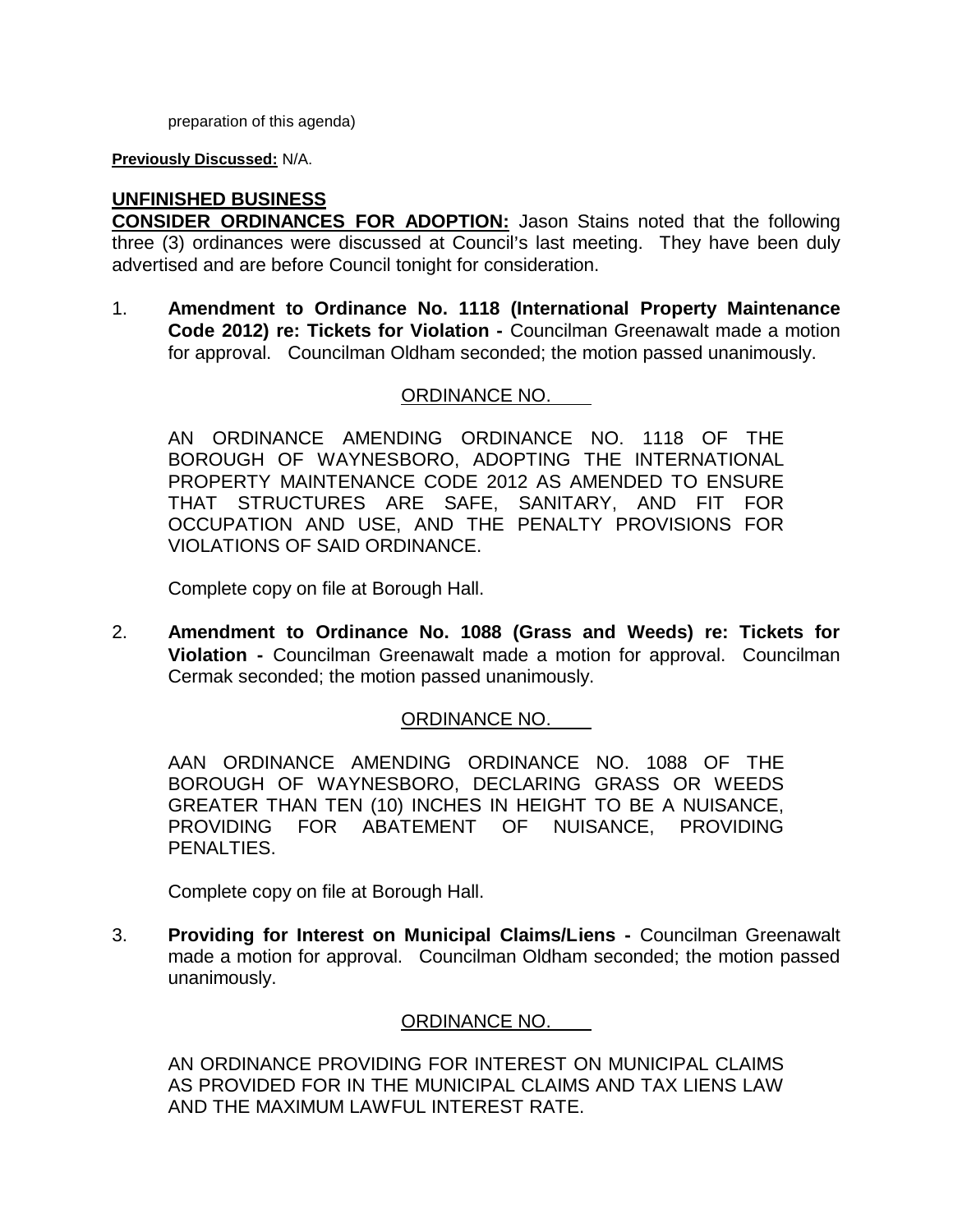preparation of this agenda)

**Previously Discussed:** N/A.

## UNFINISHED BUSINESS

**CONSIDER ORDINANCES FOR ADOPTION:** Jason Stains noted that the following three (3) ordinances were discussed at Council's last meeting. They have been duly advertised and are before Council tonight for consideration.

1. **Amendment to Ordinance No. 1118 (International Property Maintenance Code 2012) re: Tickets for Violation -** Councilman Greenawalt made a motion for approval. Councilman Oldham seconded; the motion passed unanimously.

   ORDINANCE NO. \_\_\_\_

   AN ORDINANCE AMENDING ORDINANCE NO. 1118 OF THE BOROUGH OF WAYNESBORO, ADOPTING THE INTERNATIONAL PROPERTY MAINTENANCE CODE 2012 AS AMENDED TO ENSURE THAT STRUCTURES ARE SAFE, SANITARY, AND FIT FOR OCCUPATION AND USE, AND THE PENALTY PROVISIONS FOR VIOLATIONS OF SAID ORDINANCE.

   Complete copy on file at Borough Hall.

2. **Amendment to Ordinance No. 1088 (Grass and Weeds) re: Tickets for Violation -** Councilman Greenawalt made a motion for approval. Councilman Cermak seconded; the motion passed unanimously.

   ORDINANCE NO. \_\_\_\_

   AAN ORDINANCE AMENDING ORDINANCE NO. 1088 OF THE BOROUGH OF WAYNESBORO, DECLARING GRASS OR WEEDS GREATER THAN TEN (10) INCHES IN HEIGHT TO BE A NUISANCE, PROVIDING FOR ABATEMENT OF NUISANCE, PROVIDING PENALTIES.

   Complete copy on file at Borough Hall.

3. **Providing for Interest on Municipal Claims/Liens -** Councilman Greenawalt made a motion for approval. Councilman Oldham seconded; the motion passed unanimously.

   ORDINANCE NO. \_\_\_\_

   AN ORDINANCE PROVIDING FOR INTEREST ON MUNICIPAL CLAIMS AS PROVIDED FOR IN THE MUNICIPAL CLAIMS AND TAX LIENS LAW AND THE MAXIMUM LAWFUL INTEREST RATE.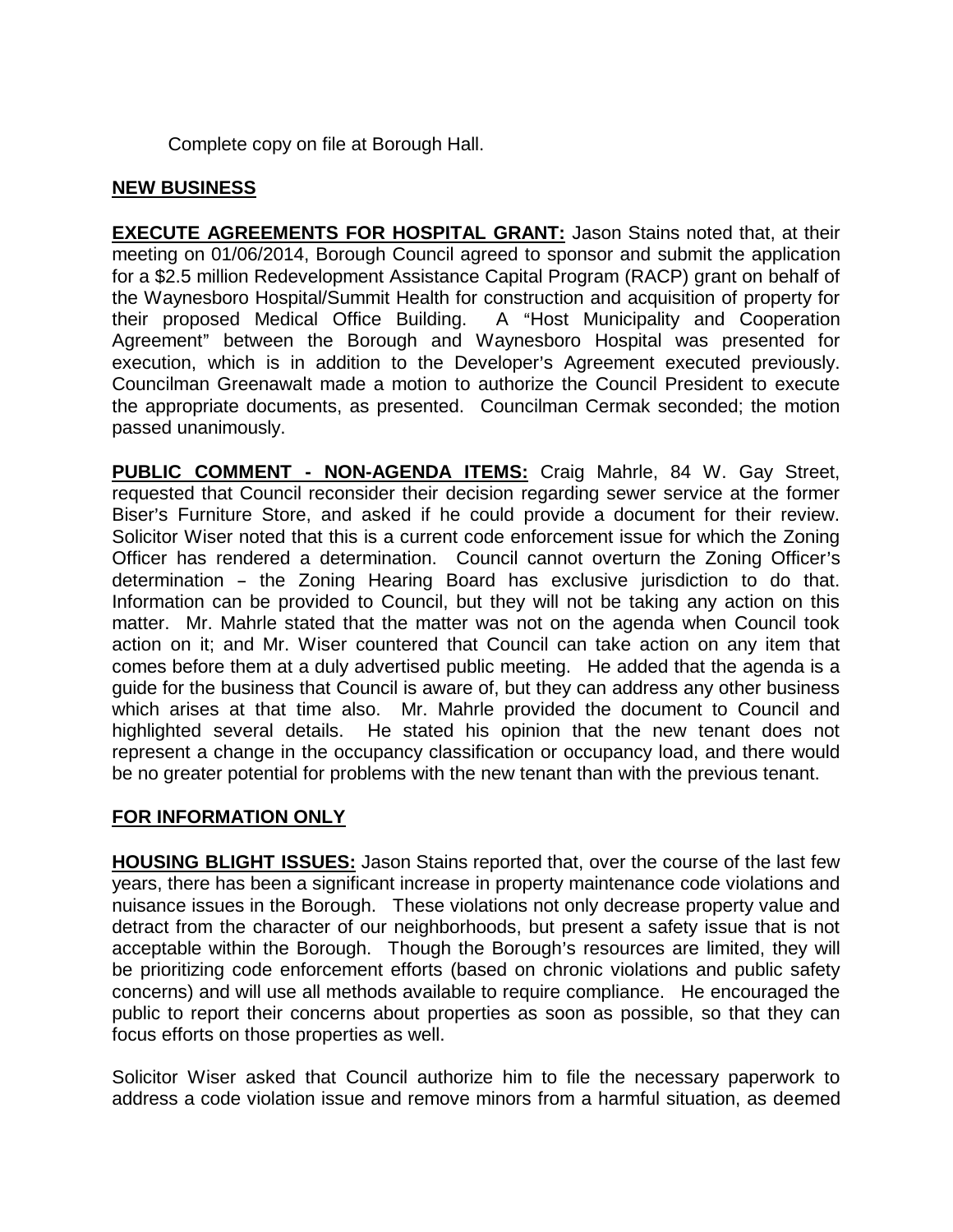Complete copy on file at Borough Hall.

**NEW BUSINESS**

**EXECUTE AGREEMENTS FOR HOSPITAL GRANT:** Jason Stains noted that, at their meeting on 01/06/2014, Borough Council agreed to sponsor and submit the application for a $2.5 million Redevelopment Assistance Capital Program (RACP) grant on behalf of the Waynesboro Hospital/Summit Health for construction and acquisition of property for their proposed Medical Office Building. A "Host Municipality and Cooperation Agreement" between the Borough and Waynesboro Hospital was presented for execution, which is in addition to the Developer's Agreement executed previously. Councilman Greenawalt made a motion to authorize the Council President to execute the appropriate documents, as presented. Councilman Cermak seconded; the motion passed unanimously.

**PUBLIC COMMENT - NON-AGENDA ITEMS:** Craig Mahrle, 84 W. Gay Street, requested that Council reconsider their decision regarding sewer service at the former Biser's Furniture Store, and asked if he could provide a document for their review. Solicitor Wiser noted that this is a current code enforcement issue for which the Zoning Officer has rendered a determination. Council cannot overturn the Zoning Officer's determination – the Zoning Hearing Board has exclusive jurisdiction to do that. Information can be provided to Council, but they will not be taking any action on this matter. Mr. Mahrle stated that the matter was not on the agenda when Council took action on it; and Mr. Wiser countered that Council can take action on any item that comes before them at a duly advertised public meeting. He added that the agenda is a guide for the business that Council is aware of, but they can address any other business which arises at that time also. Mr. Mahrle provided the document to Council and highlighted several details. He stated his opinion that the new tenant does not represent a change in the occupancy classification or occupancy load, and there would be no greater potential for problems with the new tenant than with the previous tenant.

**FOR INFORMATION ONLY**

**HOUSING BLIGHT ISSUES:** Jason Stains reported that, over the course of the last few years, there has been a significant increase in property maintenance code violations and nuisance issues in the Borough. These violations not only decrease property value and detract from the character of our neighborhoods, but present a safety issue that is not acceptable within the Borough. Though the Borough's resources are limited, they will be prioritizing code enforcement efforts (based on chronic violations and public safety concerns) and will use all methods available to require compliance. He encouraged the public to report their concerns about properties as soon as possible, so that they can focus efforts on those properties as well.

Solicitor Wiser asked that Council authorize him to file the necessary paperwork to address a code violation issue and remove minors from a harmful situation, as deemed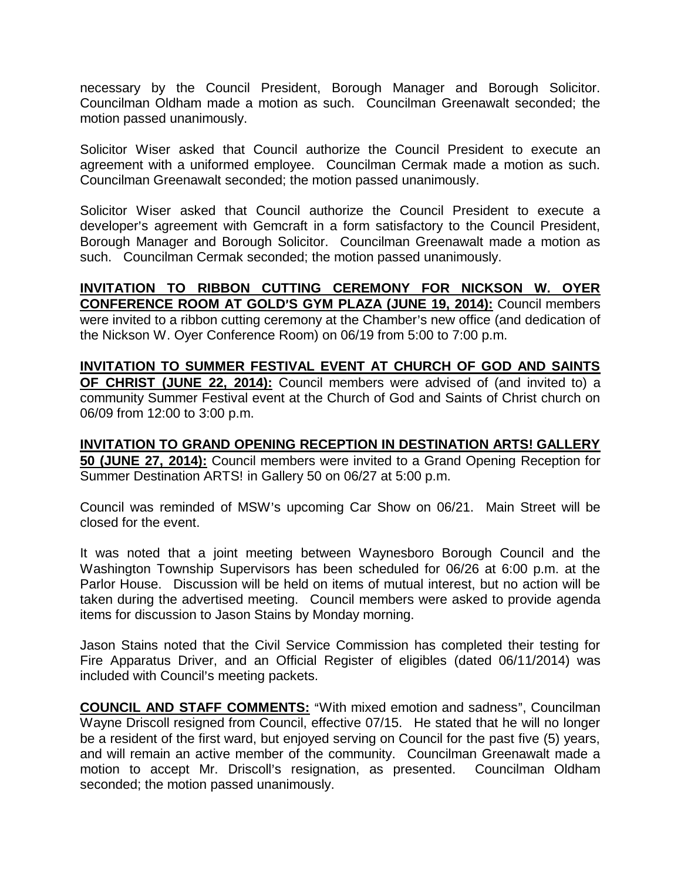necessary by the Council President, Borough Manager and Borough Solicitor. Councilman Oldham made a motion as such. Councilman Greenawalt seconded; the motion passed unanimously.

Solicitor Wiser asked that Council authorize the Council President to execute an agreement with a uniformed employee. Councilman Cermak made a motion as such. Councilman Greenawalt seconded; the motion passed unanimously.

Solicitor Wiser asked that Council authorize the Council President to execute a developer's agreement with Gemcraft in a form satisfactory to the Council President, Borough Manager and Borough Solicitor. Councilman Greenawalt made a motion as such. Councilman Cermak seconded; the motion passed unanimously.

**INVITATION TO RIBBON CUTTING CEREMONY FOR NICKSON W. OYER CONFERENCE ROOM AT GOLD'S GYM PLAZA (JUNE 19, 2014):** Council members were invited to a ribbon cutting ceremony at the Chamber's new office (and dedication of the Nickson W. Oyer Conference Room) on 06/19 from 5:00 to 7:00 p.m.

**INVITATION TO SUMMER FESTIVAL EVENT AT CHURCH OF GOD AND SAINTS OF CHRIST (JUNE 22, 2014):** Council members were advised of (and invited to) a community Summer Festival event at the Church of God and Saints of Christ church on 06/09 from 12:00 to 3:00 p.m.

**INVITATION TO GRAND OPENING RECEPTION IN DESTINATION ARTS! GALLERY 50 (JUNE 27, 2014):** Council members were invited to a Grand Opening Reception for Summer Destination ARTS! in Gallery 50 on 06/27 at 5:00 p.m.

Council was reminded of MSW's upcoming Car Show on 06/21. Main Street will be closed for the event.

It was noted that a joint meeting between Waynesboro Borough Council and the Washington Township Supervisors has been scheduled for 06/26 at 6:00 p.m. at the Parlor House. Discussion will be held on items of mutual interest, but no action will be taken during the advertised meeting. Council members were asked to provide agenda items for discussion to Jason Stains by Monday morning.

Jason Stains noted that the Civil Service Commission has completed their testing for Fire Apparatus Driver, and an Official Register of eligibles (dated 06/11/2014) was included with Council's meeting packets.

**COUNCIL AND STAFF COMMENTS:** "With mixed emotion and sadness", Councilman Wayne Driscoll resigned from Council, effective 07/15. He stated that he will no longer be a resident of the first ward, but enjoyed serving on Council for the past five (5) years, and will remain an active member of the community. Councilman Greenawalt made a motion to accept Mr. Driscoll's resignation, as presented. Councilman Oldham seconded; the motion passed unanimously.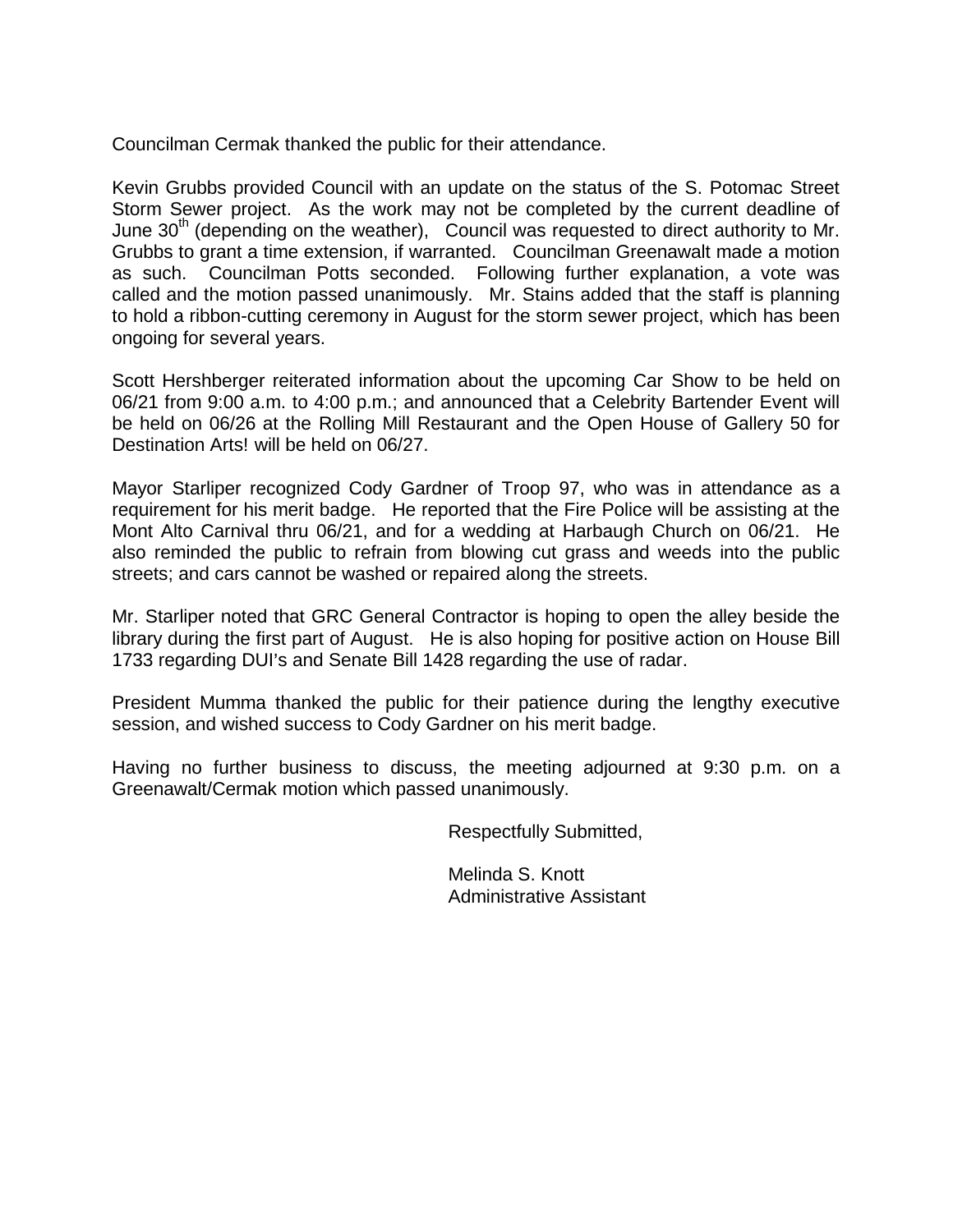Councilman Cermak thanked the public for their attendance.

Kevin Grubbs provided Council with an update on the status of the S. Potomac Street Storm Sewer project. As the work may not be completed by the current deadline of June 30$^{th}$ (depending on the weather), Council was requested to direct authority to Mr. Grubbs to grant a time extension, if warranted. Councilman Greenawalt made a motion as such. Councilman Potts seconded. Following further explanation, a vote was called and the motion passed unanimously. Mr. Stains added that the staff is planning to hold a ribbon-cutting ceremony in August for the storm sewer project, which has been ongoing for several years.

Scott Hershberger reiterated information about the upcoming Car Show to be held on 06/21 from 9:00 a.m. to 4:00 p.m.; and announced that a Celebrity Bartender Event will be held on 06/26 at the Rolling Mill Restaurant and the Open House of Gallery 50 for Destination Arts! will be held on 06/27.

Mayor Starliper recognized Cody Gardner of Troop 97, who was in attendance as a requirement for his merit badge. He reported that the Fire Police will be assisting at the Mont Alto Carnival thru 06/21, and for a wedding at Harbaugh Church on 06/21. He also reminded the public to refrain from blowing cut grass and weeds into the public streets; and cars cannot be washed or repaired along the streets.

Mr. Starliper noted that GRC General Contractor is hoping to open the alley beside the library during the first part of August. He is also hoping for positive action on House Bill 1733 regarding DUI's and Senate Bill 1428 regarding the use of radar.

President Mumma thanked the public for their patience during the lengthy executive session, and wished success to Cody Gardner on his merit badge.

Having no further business to discuss, the meeting adjourned at 9:30 p.m. on a Greenawalt/Cermak motion which passed unanimously.

Respectfully Submitted,

Melinda S. Knott
Administrative Assistant